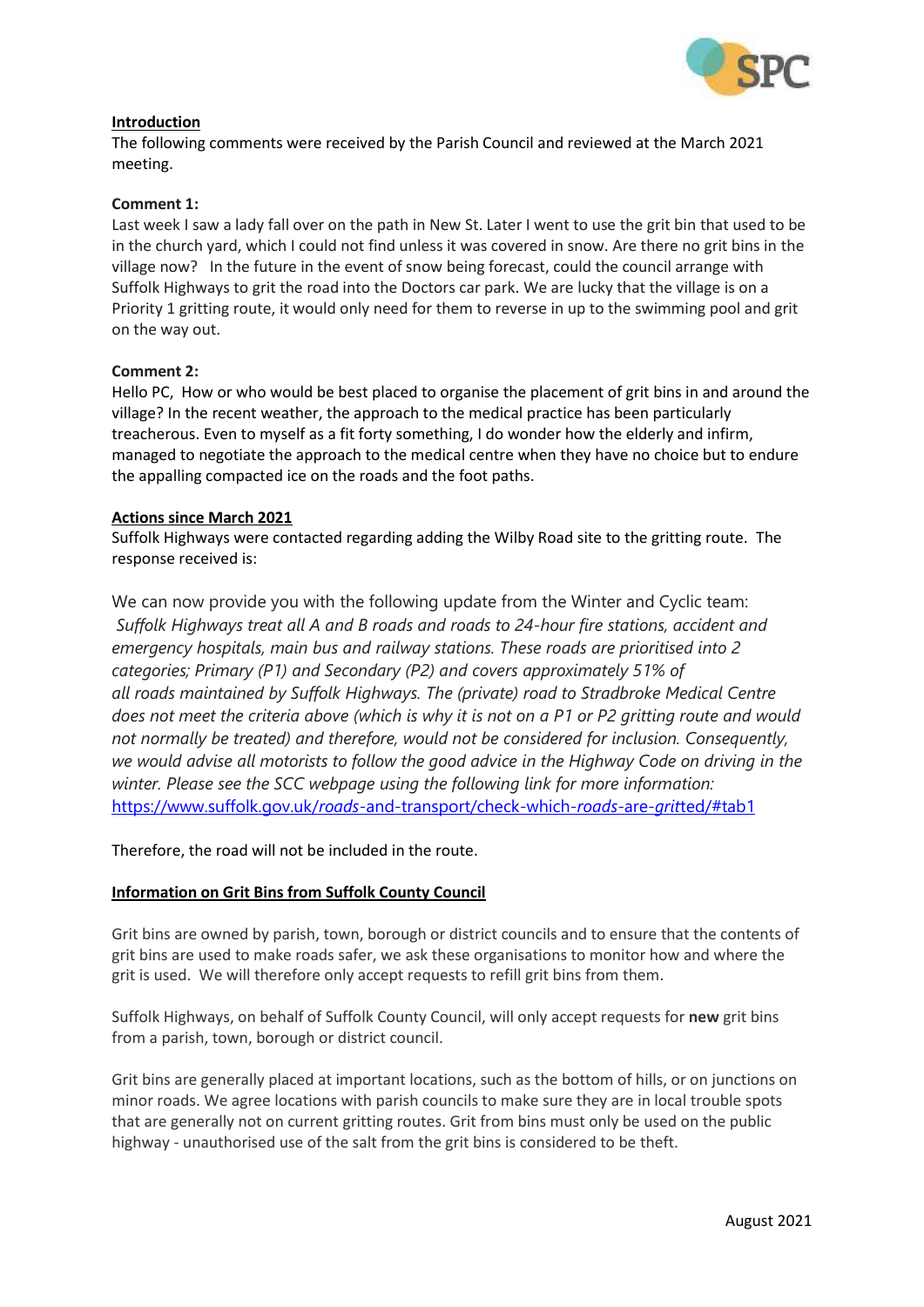**Introduction**

The following comments were received by the Parish Council and reviewed at the March 2021 meeting.

**Comment 1:**

Last week I saw a lady fall over on the path in New St. Later I went to use the grit bin that used to be in the church yard, which I could not find unless it was covered in snow. Are there no grit bins in the village now? In the future in the event of snow being forecast, could the council arrange with Suffolk Highways to grit the road into the Doctors car park. We are lucky that the village is on a Priority 1 gritting route, it would only need for them to reverse in up to the swimming pool and grit on the way out.

**Comment 2:**

Hello PC, How or who would be best placed to organise the placement of grit bins in and around the village? In the recent weather, the approach to the medical practice has been particularly treacherous. Even to myself as a fit forty something, I do wonder how the elderly and infirm, managed to negotiate the approach to the medical centre when they have no choice but to endure the appalling compacted ice on the roads and the foot paths.

**Actions since March 2021**

Suffolk Highways were contacted regarding adding the Wilby Road site to the gritting route. The response received is:

We can now provide you with the following update from the Winter and Cyclic team: *Suffolk Highways treat all A and B roads and roads to 24-hour fire stations, accident and emergency hospitals, main bus and railway stations. These roads are prioritised into 2 categories; Primary (P1) and Secondary (P2) and covers approximately 51% of all roads maintained by Suffolk Highways. The (private) road to Stradbroke Medical Centre does not meet the criteria above (which is why it is not on a P1 or P2 gritting route and would not normally be treated) and therefore, would not be considered for inclusion. Consequently, we would advise all motorists to follow the good advice in the Highway Code on driving in the winter. Please see the SCC webpage using the following link for more information:* https://www.suffolk.gov.uk/roads-and-transport/check-which-roads-are-gritted/#tab1

Therefore, the road will not be included in the route.

**Information on Grit Bins from Suffolk County Council**

Grit bins are owned by parish, town, borough or district councils and to ensure that the contents of grit bins are used to make roads safer, we ask these organisations to monitor how and where the grit is used. We will therefore only accept requests to refill grit bins from them.

Suffolk Highways, on behalf of Suffolk County Council, will only accept requests for **new** grit bins from a parish, town, borough or district council.

Grit bins are generally placed at important locations, such as the bottom of hills, or on junctions on minor roads. We agree locations with parish councils to make sure they are in local trouble spots that are generally not on current gritting routes. Grit from bins must only be used on the public highway - unauthorised use of the salt from the grit bins is considered to be theft.

August 2021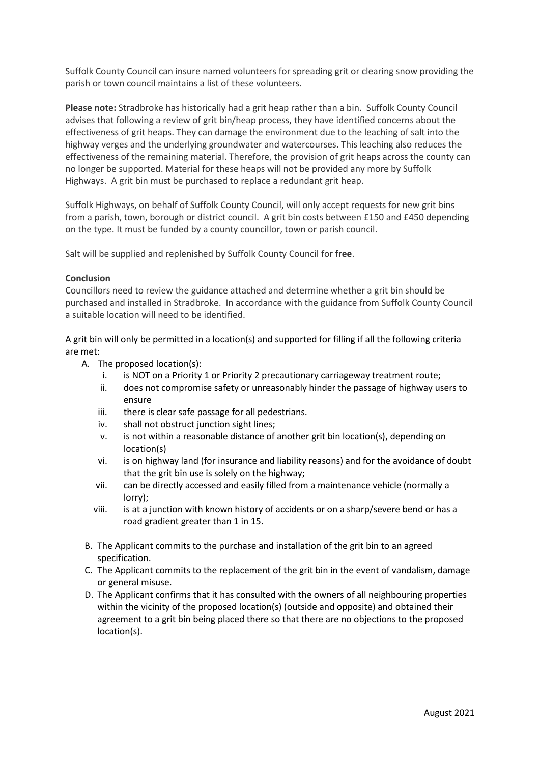Suffolk County Council can insure named volunteers for spreading grit or clearing snow providing the parish or town council maintains a list of these volunteers.

**Please note:** Stradbroke has historically had a grit heap rather than a bin. Suffolk County Council advises that following a review of grit bin/heap process, they have identified concerns about the effectiveness of grit heaps. They can damage the environment due to the leaching of salt into the highway verges and the underlying groundwater and watercourses. This leaching also reduces the effectiveness of the remaining material. Therefore, the provision of grit heaps across the county can no longer be supported. Material for these heaps will not be provided any more by Suffolk Highways. A grit bin must be purchased to replace a redundant grit heap.

Suffolk Highways, on behalf of Suffolk County Council, will only accept requests for new grit bins from a parish, town, borough or district council. A grit bin costs between £150 and £450 depending on the type. It must be funded by a county councillor, town or parish council.

Salt will be supplied and replenished by Suffolk County Council for **free**.

**Conclusion**

Councillors need to review the guidance attached and determine whether a grit bin should be purchased and installed in Stradbroke. In accordance with the guidance from Suffolk County Council a suitable location will need to be identified.

A grit bin will only be permitted in a location(s) and supported for filling if all the following criteria are met:

A. The proposed location(s):
   i. is NOT on a Priority 1 or Priority 2 precautionary carriageway treatment route;
   ii. does not compromise safety or unreasonably hinder the passage of highway users to ensure
   iii. there is clear safe passage for all pedestrians.
   iv. shall not obstruct junction sight lines;
   v. is not within a reasonable distance of another grit bin location(s), depending on location(s)
   vi. is on highway land (for insurance and liability reasons) and for the avoidance of doubt that the grit bin use is solely on the highway;
   vii. can be directly accessed and easily filled from a maintenance vehicle (normally a lorry);
   viii. is at a junction with known history of accidents or on a sharp/severe bend or has a road gradient greater than 1 in 15.

B. The Applicant commits to the purchase and installation of the grit bin to an agreed specification.

C. The Applicant commits to the replacement of the grit bin in the event of vandalism, damage or general misuse.

D. The Applicant confirms that it has consulted with the owners of all neighbouring properties within the vicinity of the proposed location(s) (outside and opposite) and obtained their agreement to a grit bin being placed there so that there are no objections to the proposed location(s).

August 2021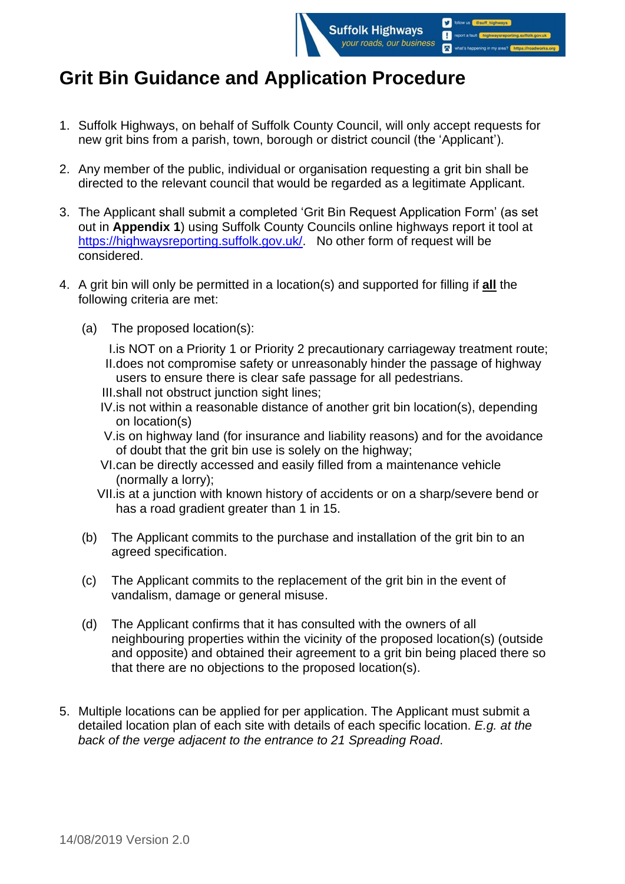# Grit Bin Guidance and Application Procedure

1. Suffolk Highways, on behalf of Suffolk County Council, will only accept requests for new grit bins from a parish, town, borough or district council (the 'Applicant').

2. Any member of the public, individual or organisation requesting a grit bin shall be directed to the relevant council that would be regarded as a legitimate Applicant.

3. The Applicant shall submit a completed 'Grit Bin Request Application Form' (as set out in **Appendix 1**) using Suffolk County Councils online highways report it tool at https://highwaysreporting.suffolk.gov.uk/. No other form of request will be considered.

4. A grit bin will only be permitted in a location(s) and supported for filling if **all** the following criteria are met:

   (a) The proposed location(s):

      I. is NOT on a Priority 1 or Priority 2 precautionary carriageway treatment route;
      II. does not compromise safety or unreasonably hinder the passage of highway users to ensure there is clear safe passage for all pedestrians.
      III. shall not obstruct junction sight lines;
      IV. is not within a reasonable distance of another grit bin location(s), depending on location(s)
      V. is on highway land (for insurance and liability reasons) and for the avoidance of doubt that the grit bin use is solely on the highway;
      VI. can be directly accessed and easily filled from a maintenance vehicle (normally a lorry);
      VII. is at a junction with known history of accidents or on a sharp/severe bend or has a road gradient greater than 1 in 15.

   (b) The Applicant commits to the purchase and installation of the grit bin to an agreed specification.

   (c) The Applicant commits to the replacement of the grit bin in the event of vandalism, damage or general misuse.

   (d) The Applicant confirms that it has consulted with the owners of all neighbouring properties within the vicinity of the proposed location(s) (outside and opposite) and obtained their agreement to a grit bin being placed there so that there are no objections to the proposed location(s).

5. Multiple locations can be applied for per application. The Applicant must submit a detailed location plan of each site with details of each specific location. *E.g. at the back of the verge adjacent to the entrance to 21 Spreading Road*.

14/08/2019 Version 2.0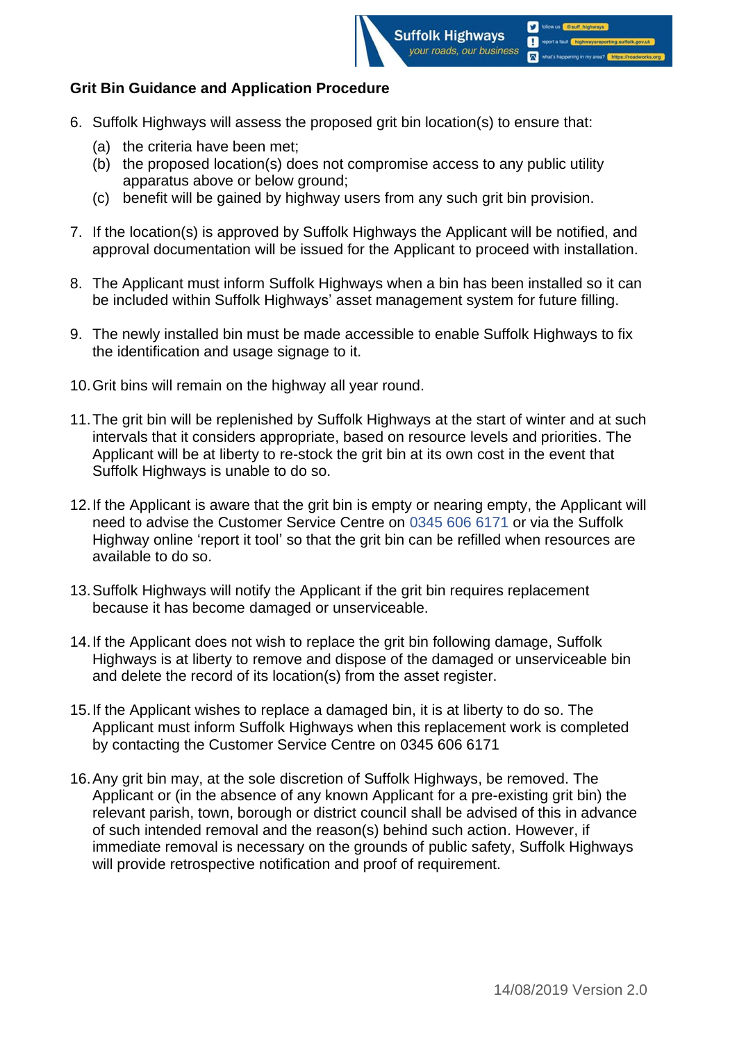**Grit Bin Guidance and Application Procedure**

6. Suffolk Highways will assess the proposed grit bin location(s) to ensure that:
   (a) the criteria have been met;
   (b) the proposed location(s) does not compromise access to any public utility apparatus above or below ground;
   (c) benefit will be gained by highway users from any such grit bin provision.

7. If the location(s) is approved by Suffolk Highways the Applicant will be notified, and approval documentation will be issued for the Applicant to proceed with installation.

8. The Applicant must inform Suffolk Highways when a bin has been installed so it can be included within Suffolk Highways' asset management system for future filling.

9. The newly installed bin must be made accessible to enable Suffolk Highways to fix the identification and usage signage to it.

10. Grit bins will remain on the highway all year round.

11. The grit bin will be replenished by Suffolk Highways at the start of winter and at such intervals that it considers appropriate, based on resource levels and priorities. The Applicant will be at liberty to re-stock the grit bin at its own cost in the event that Suffolk Highways is unable to do so.

12. If the Applicant is aware that the grit bin is empty or nearing empty, the Applicant will need to advise the Customer Service Centre on 0345 606 6171 or via the Suffolk Highway online 'report it tool' so that the grit bin can be refilled when resources are available to do so.

13. Suffolk Highways will notify the Applicant if the grit bin requires replacement because it has become damaged or unserviceable.

14. If the Applicant does not wish to replace the grit bin following damage, Suffolk Highways is at liberty to remove and dispose of the damaged or unserviceable bin and delete the record of its location(s) from the asset register.

15. If the Applicant wishes to replace a damaged bin, it is at liberty to do so. The Applicant must inform Suffolk Highways when this replacement work is completed by contacting the Customer Service Centre on 0345 606 6171

16. Any grit bin may, at the sole discretion of Suffolk Highways, be removed. The Applicant or (in the absence of any known Applicant for a pre-existing grit bin) the relevant parish, town, borough or district council shall be advised of this in advance of such intended removal and the reason(s) behind such action. However, if immediate removal is necessary on the grounds of public safety, Suffolk Highways will provide retrospective notification and proof of requirement.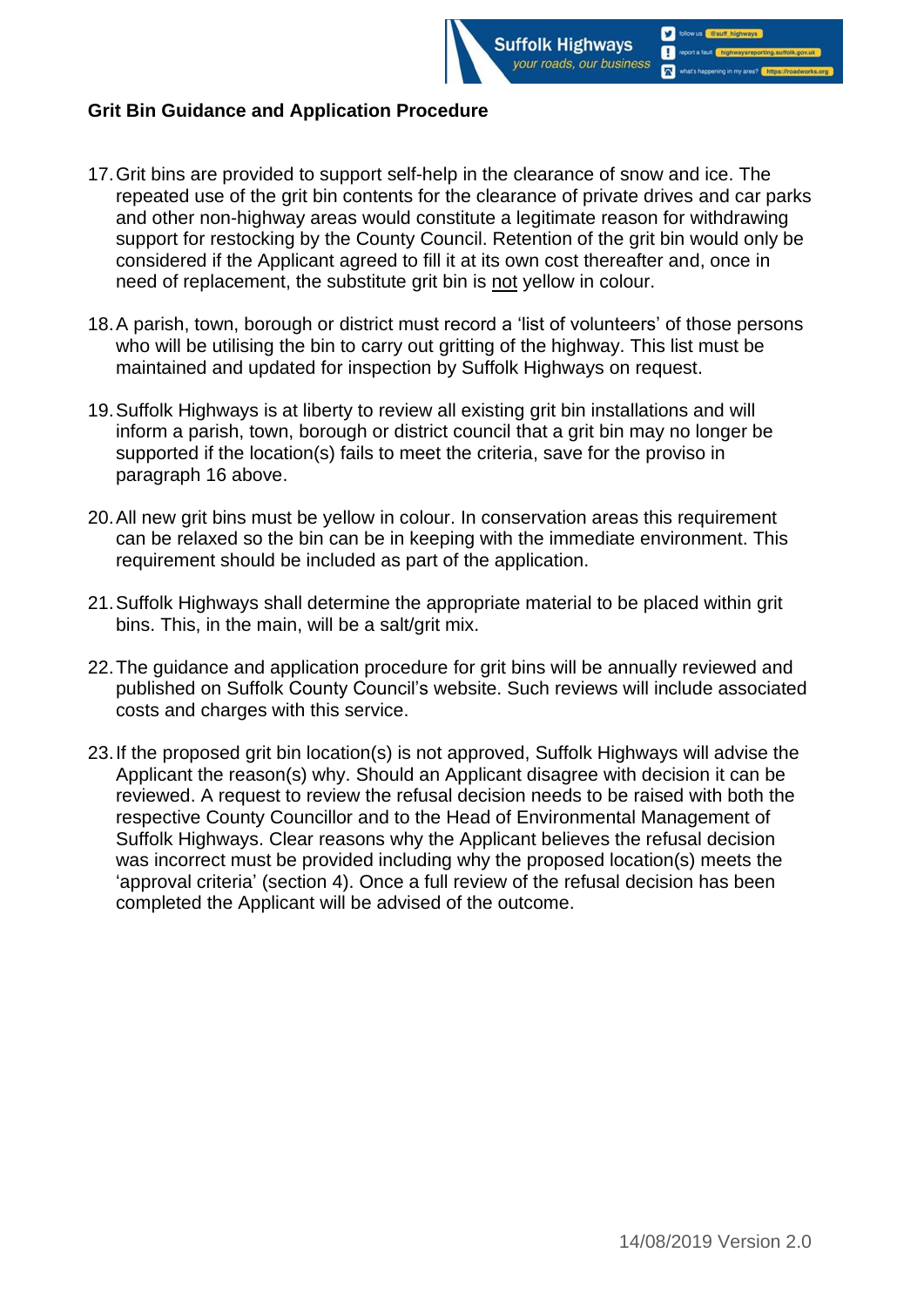**Grit Bin Guidance and Application Procedure**

17. Grit bins are provided to support self-help in the clearance of snow and ice. The repeated use of the grit bin contents for the clearance of private drives and car parks and other non-highway areas would constitute a legitimate reason for withdrawing support for restocking by the County Council. Retention of the grit bin would only be considered if the Applicant agreed to fill it at its own cost thereafter and, once in need of replacement, the substitute grit bin is <u>not</u> yellow in colour.

18. A parish, town, borough or district must record a 'list of volunteers' of those persons who will be utilising the bin to carry out gritting of the highway. This list must be maintained and updated for inspection by Suffolk Highways on request.

19. Suffolk Highways is at liberty to review all existing grit bin installations and will inform a parish, town, borough or district council that a grit bin may no longer be supported if the location(s) fails to meet the criteria, save for the proviso in paragraph 16 above.

20. All new grit bins must be yellow in colour. In conservation areas this requirement can be relaxed so the bin can be in keeping with the immediate environment. This requirement should be included as part of the application.

21. Suffolk Highways shall determine the appropriate material to be placed within grit bins. This, in the main, will be a salt/grit mix.

22. The guidance and application procedure for grit bins will be annually reviewed and published on Suffolk County Council's website. Such reviews will include associated costs and charges with this service.

23. If the proposed grit bin location(s) is not approved, Suffolk Highways will advise the Applicant the reason(s) why. Should an Applicant disagree with decision it can be reviewed. A request to review the refusal decision needs to be raised with both the respective County Councillor and to the Head of Environmental Management of Suffolk Highways. Clear reasons why the Applicant believes the refusal decision was incorrect must be provided including why the proposed location(s) meets the 'approval criteria' (section 4). Once a full review of the refusal decision has been completed the Applicant will be advised of the outcome.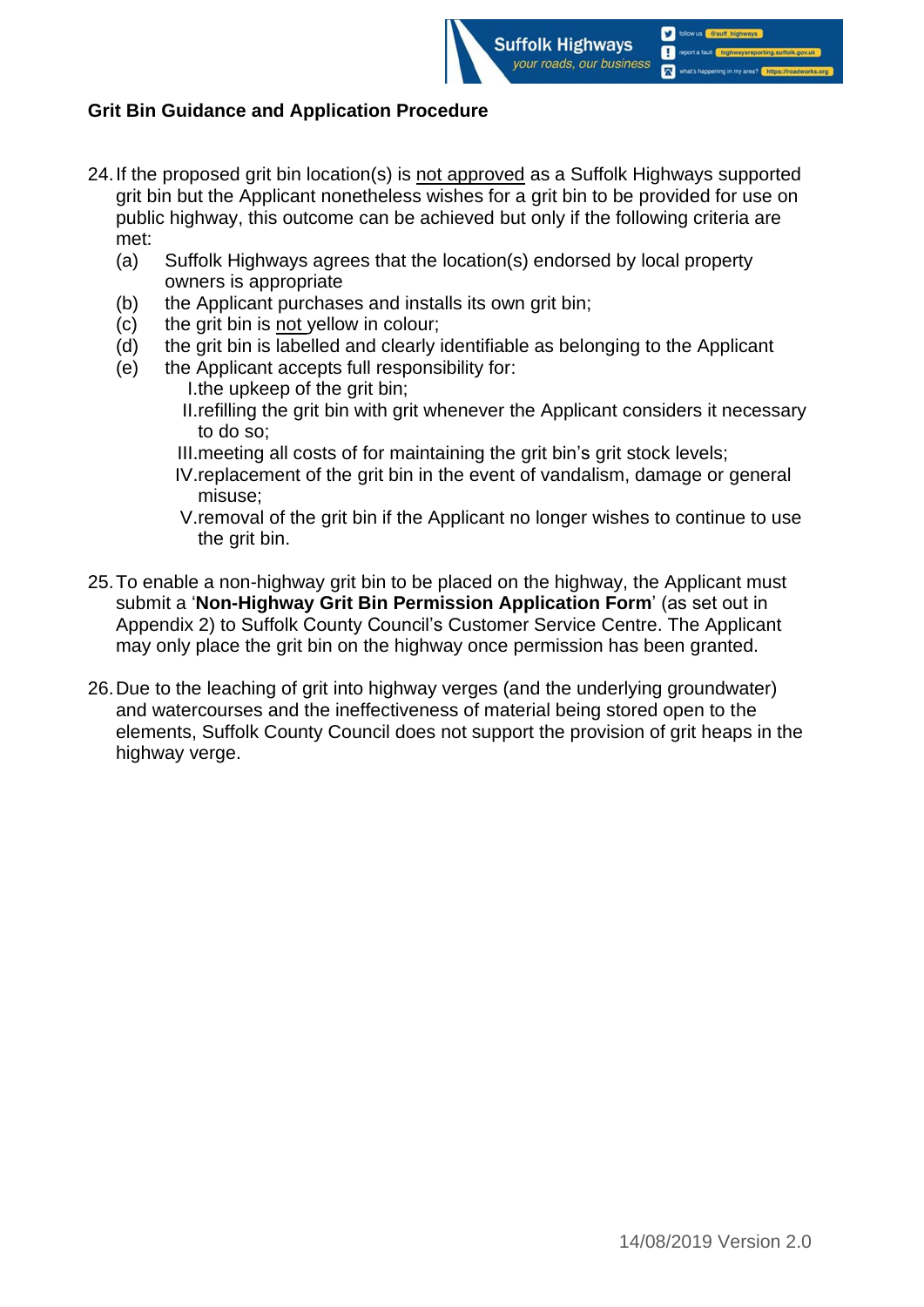**Grit Bin Guidance and Application Procedure**

24. If the proposed grit bin location(s) is <u>not approved</u> as a Suffolk Highways supported grit bin but the Applicant nonetheless wishes for a grit bin to be provided for use on public highway, this outcome can be achieved but only if the following criteria are met:
    - (a) Suffolk Highways agrees that the location(s) endorsed by local property owners is appropriate
    - (b) the Applicant purchases and installs its own grit bin;
    - (c) the grit bin is <u>not</u> yellow in colour;
    - (d) the grit bin is labelled and clearly identifiable as belonging to the Applicant
    - (e) the Applicant accepts full responsibility for:
        - I. the upkeep of the grit bin;
        - II. refilling the grit bin with grit whenever the Applicant considers it necessary to do so;
        - III. meeting all costs of for maintaining the grit bin's grit stock levels;
        - IV. replacement of the grit bin in the event of vandalism, damage or general misuse;
        - V. removal of the grit bin if the Applicant no longer wishes to continue to use the grit bin.

25. To enable a non-highway grit bin to be placed on the highway, the Applicant must submit a '**Non-Highway Grit Bin Permission Application Form**' (as set out in Appendix 2) to Suffolk County Council's Customer Service Centre. The Applicant may only place the grit bin on the highway once permission has been granted.

26. Due to the leaching of grit into highway verges (and the underlying groundwater) and watercourses and the ineffectiveness of material being stored open to the elements, Suffolk County Council does not support the provision of grit heaps in the highway verge.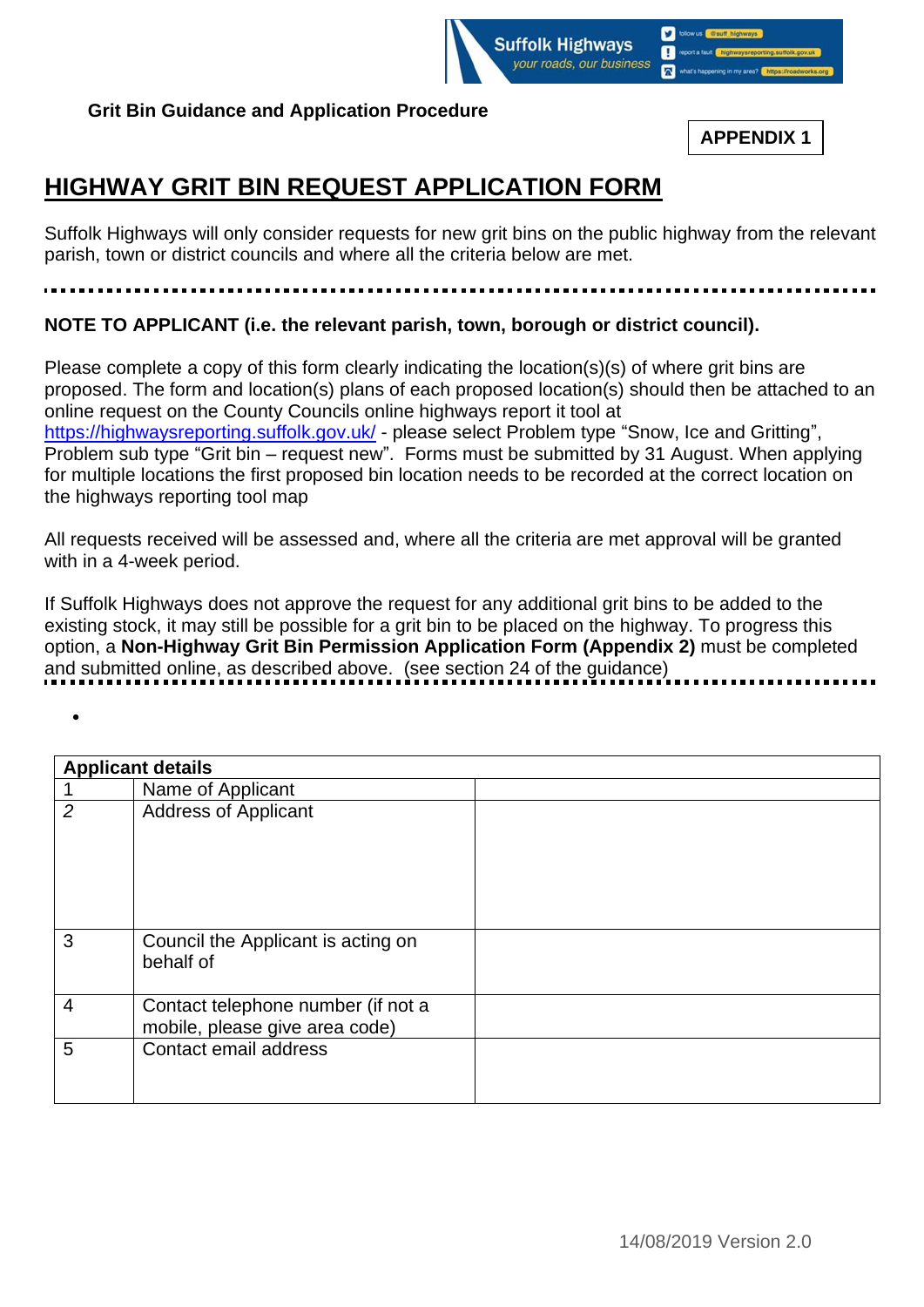Grit Bin Guidance and Application Procedure

**APPENDIX 1**

# HIGHWAY GRIT BIN REQUEST APPLICATION FORM

Suffolk Highways will only consider requests for new grit bins on the public highway from the relevant parish, town or district councils and where all the criteria below are met.

**NOTE TO APPLICANT (i.e. the relevant parish, town, borough or district council).**

Please complete a copy of this form clearly indicating the location(s)(s) of where grit bins are proposed. The form and location(s) plans of each proposed location(s) should then be attached to an online request on the County Councils online highways report it tool at https://highwaysreporting.suffolk.gov.uk/ - please select Problem type "Snow, Ice and Gritting", Problem sub type "Grit bin – request new". Forms must be submitted by 31 August. When applying for multiple locations the first proposed bin location needs to be recorded at the correct location on the highways reporting tool map

All requests received will be assessed and, where all the criteria are met approval will be granted with in a 4-week period.

If Suffolk Highways does not approve the request for any additional grit bins to be added to the existing stock, it may still be possible for a grit bin to be placed on the highway. To progress this option, a **Non-Highway Grit Bin Permission Application Form (Appendix 2)** must be completed and submitted online, as described above. (see section 24 of the guidance)

- 

| **Applicant details** | | |
|---|---|---|
| 1 | Name of Applicant | |
| *2* | Address of Applicant | |
| 3 | Council the Applicant is acting on behalf of | |
| 4 | Contact telephone number (if not a mobile, please give area code) | |
| 5 | Contact email address | |

14/08/2019 Version 2.0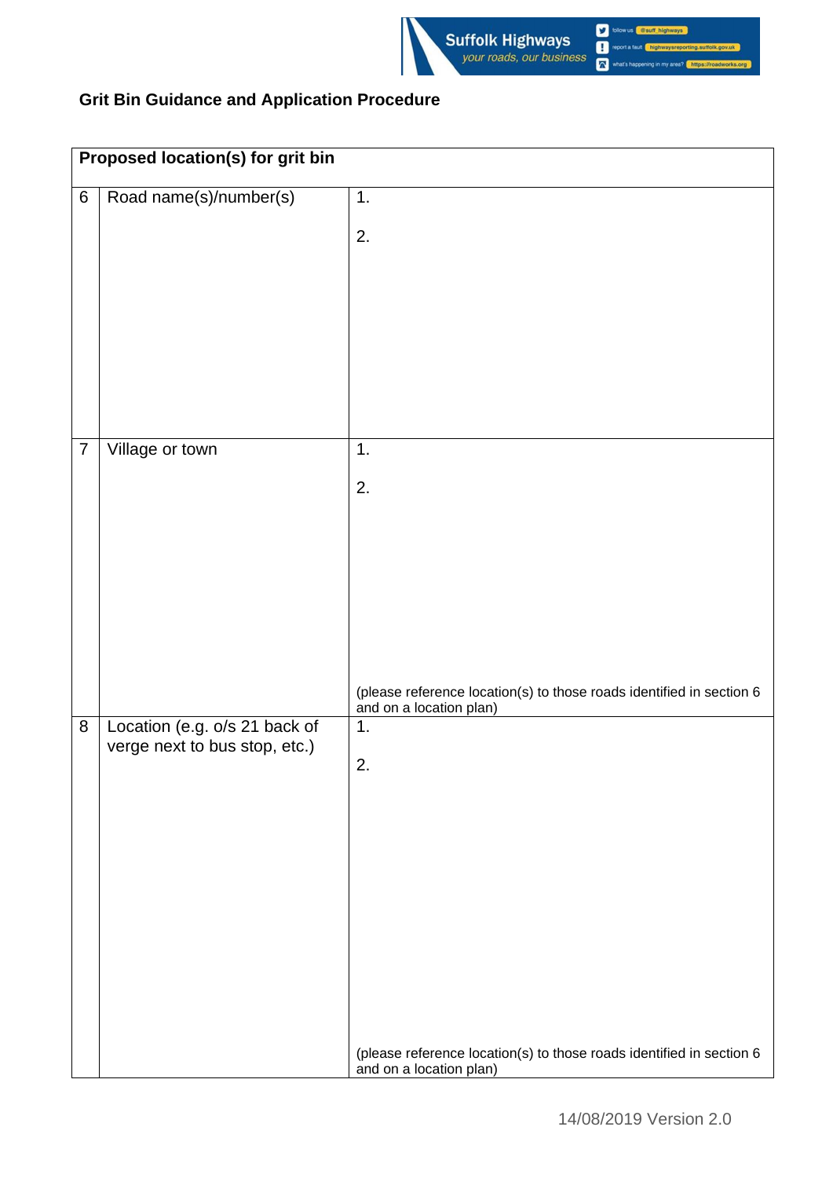## Grit Bin Guidance and Application Procedure

| Proposed location(s) for grit bin | | |
|---|---|---|
| 6 | Road name(s)/number(s) | 1.<br><br>2. |
| 7 | Village or town | 1.<br><br>2.<br><br>(please reference location(s) to those roads identified in section 6 and on a location plan) |
| 8 | Location (e.g. o/s 21 back of verge next to bus stop, etc.) | 1.<br><br>2.<br><br>(please reference location(s) to those roads identified in section 6 and on a location plan) |

14/08/2019 Version 2.0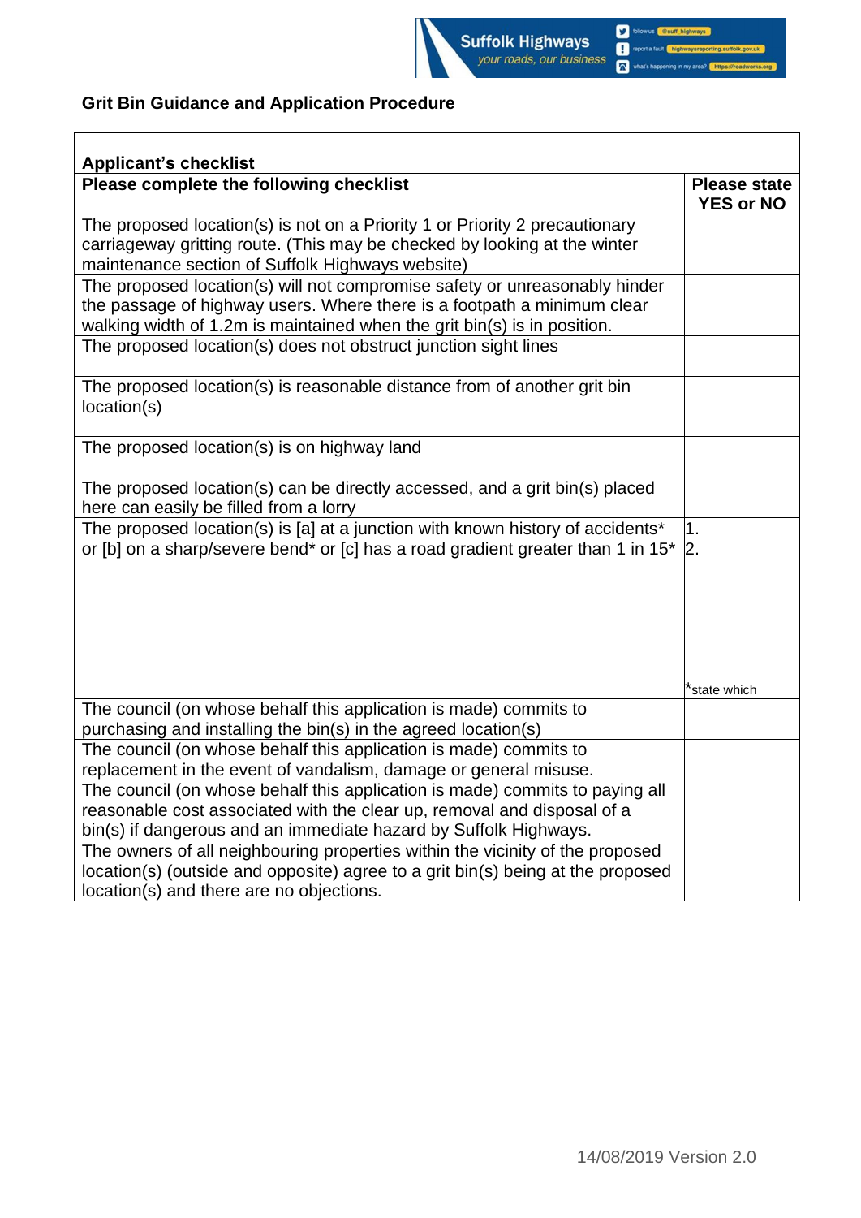## Grit Bin Guidance and Application Procedure

**Applicant's checklist**

| **Please complete the following checklist** | **Please state YES or NO** |
|---|---|
| The proposed location(s) is not on a Priority 1 or Priority 2 precautionary carriageway gritting route. (This may be checked by looking at the winter maintenance section of Suffolk Highways website) | |
| The proposed location(s) will not compromise safety or unreasonably hinder the passage of highway users. Where there is a footpath a minimum clear walking width of 1.2m is maintained when the grit bin(s) is in position. | |
| The proposed location(s) does not obstruct junction sight lines | |
| The proposed location(s) is reasonable distance from of another grit bin location(s) | |
| The proposed location(s) is on highway land | |
| The proposed location(s) can be directly accessed, and a grit bin(s) placed here can easily be filled from a lorry | |
| The proposed location(s) is [a] at a junction with known history of accidents* or [b] on a sharp/severe bend* or [c] has a road gradient greater than 1 in 15* | 1.<br>2.<br><br>*state which |
| The council (on whose behalf this application is made) commits to purchasing and installing the bin(s) in the agreed location(s) | |
| The council (on whose behalf this application is made) commits to replacement in the event of vandalism, damage or general misuse. | |
| The council (on whose behalf this application is made) commits to paying all reasonable cost associated with the clear up, removal and disposal of a bin(s) if dangerous and an immediate hazard by Suffolk Highways. | |
| The owners of all neighbouring properties within the vicinity of the proposed location(s) (outside and opposite) agree to a grit bin(s) being at the proposed location(s) and there are no objections. | |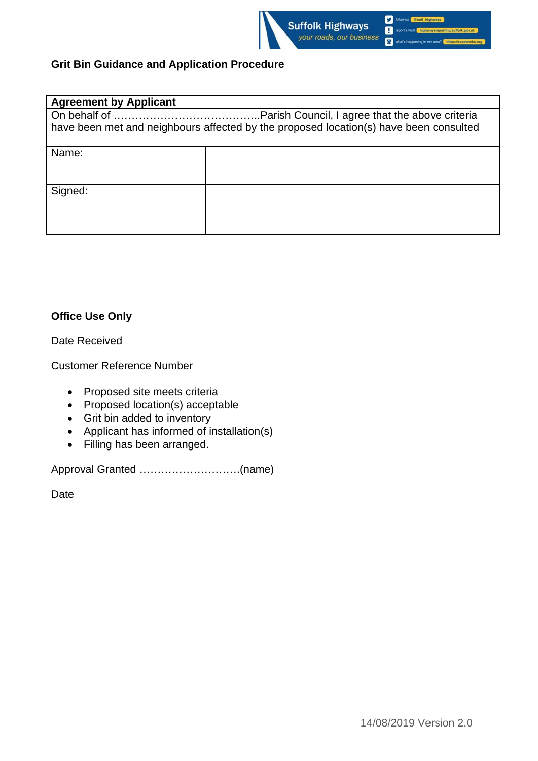**Grit Bin Guidance and Application Procedure**

| **Agreement by Applicant** | |
|---|---|
| On behalf of …………………………………..Parish Council, I agree that the above criteria have been met and neighbours affected by the proposed location(s) have been consulted | |
| Name: | |
| Signed: | |

**Office Use Only**

Date Received

Customer Reference Number

- Proposed site meets criteria
- Proposed location(s) acceptable
- Grit bin added to inventory
- Applicant has informed of installation(s)
- Filling has been arranged.

Approval Granted ……………………….(name)

Date

14/08/2019 Version 2.0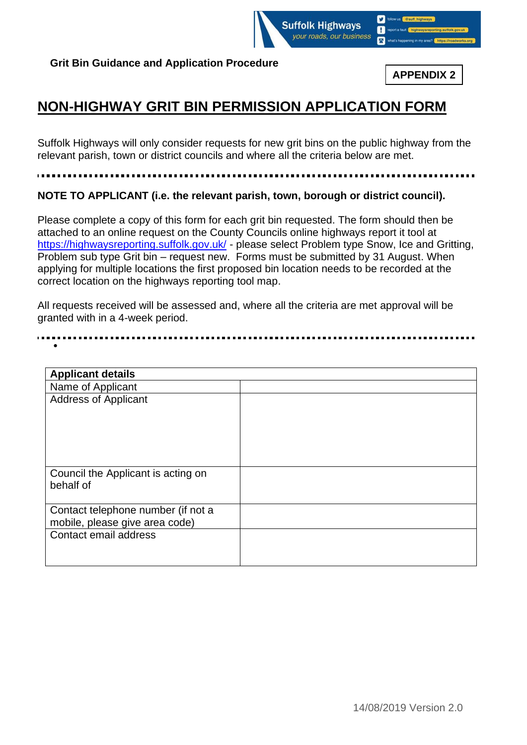**Grit Bin Guidance and Application Procedure**

**APPENDIX 2**

# NON-HIGHWAY GRIT BIN PERMISSION APPLICATION FORM

Suffolk Highways will only consider requests for new grit bins on the public highway from the relevant parish, town or district councils and where all the criteria below are met.

**NOTE TO APPLICANT (i.e. the relevant parish, town, borough or district council).**

Please complete a copy of this form for each grit bin requested. The form should then be attached to an online request on the County Councils online highways report it tool at https://highwaysreporting.suffolk.gov.uk/ - please select Problem type Snow, Ice and Gritting, Problem sub type Grit bin – request new. Forms must be submitted by 31 August. When applying for multiple locations the first proposed bin location needs to be recorded at the correct location on the highways reporting tool map.

All requests received will be assessed and, where all the criteria are met approval will be granted with in a 4-week period.

| **Applicant details** | |
|---|---|
| Name of Applicant | |
| Address of Applicant | |
| Council the Applicant is acting on behalf of | |
| Contact telephone number (if not a mobile, please give area code) | |
| Contact email address | |

14/08/2019 Version 2.0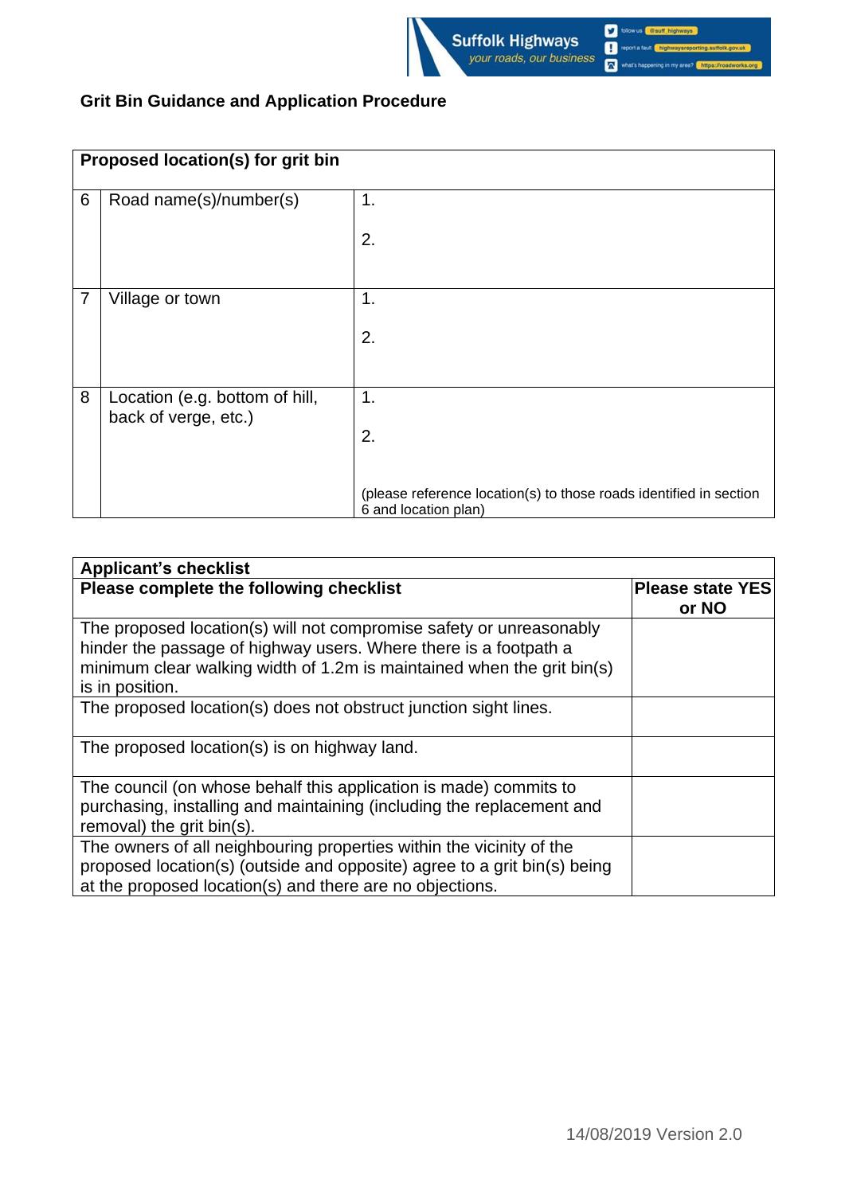## Grit Bin Guidance and Application Procedure

| Proposed location(s) for grit bin | | |
|---|---|---|
| 6 | Road name(s)/number(s) | 1.<br><br>2. |
| 7 | Village or town | 1.<br><br>2. |
| 8 | Location (e.g. bottom of hill, back of verge, etc.) | 1.<br><br>2.<br><br>(please reference location(s) to those roads identified in section 6 and location plan) |

| Applicant's checklist | |
|---|---|
| **Please complete the following checklist** | **Please state YES or NO** |
| The proposed location(s) will not compromise safety or unreasonably hinder the passage of highway users. Where there is a footpath a minimum clear walking width of 1.2m is maintained when the grit bin(s) is in position. | |
| The proposed location(s) does not obstruct junction sight lines. | |
| The proposed location(s) is on highway land. | |
| The council (on whose behalf this application is made) commits to purchasing, installing and maintaining (including the replacement and removal) the grit bin(s). | |
| The owners of all neighbouring properties within the vicinity of the proposed location(s) (outside and opposite) agree to a grit bin(s) being at the proposed location(s) and there are no objections. | |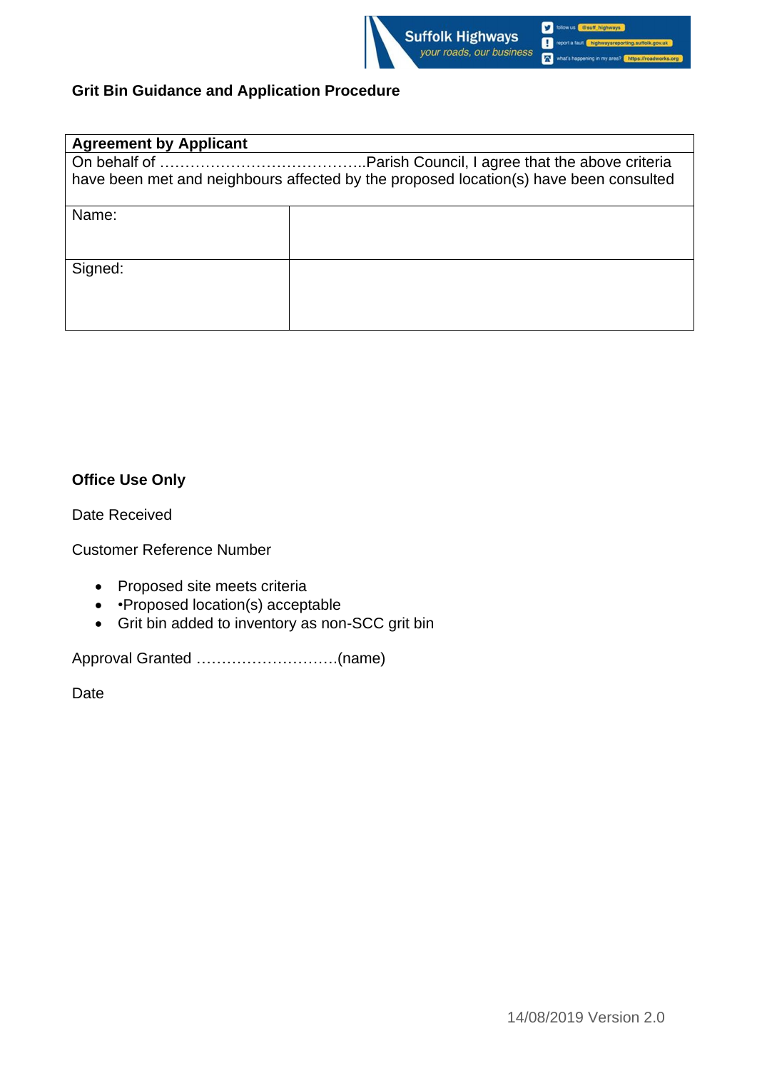**Grit Bin Guidance and Application Procedure**

| **Agreement by Applicant** | |
|---|---|
| On behalf of …………………………………..Parish Council, I agree that the above criteria have been met and neighbours affected by the proposed location(s) have been consulted | |
| Name: | |
| Signed: | |

**Office Use Only**

Date Received

Customer Reference Number

- Proposed site meets criteria
- •Proposed location(s) acceptable
- Grit bin added to inventory as non-SCC grit bin

Approval Granted ……………………….(name)

Date

14/08/2019 Version 2.0